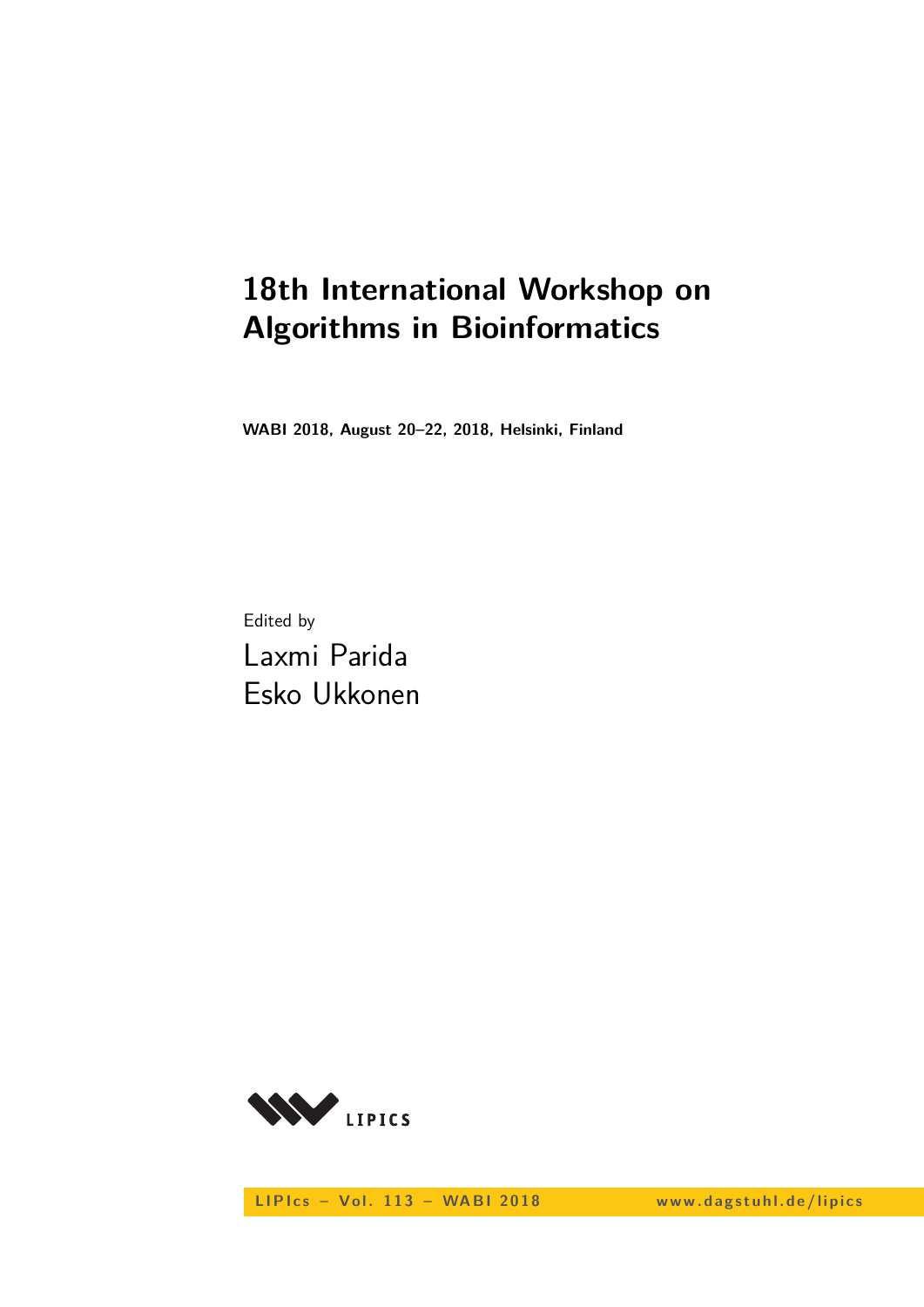# 18th International Workshop on Algorithms in Bioinformatics

**WABI 2018, August 20–22, 2018, Helsinki, Finland**

Edited by

Laxmi Parida
Esko Ukkonen

LIPIcs – Vol. 113 – WABI 2018 www.dagstuhl.de/lipics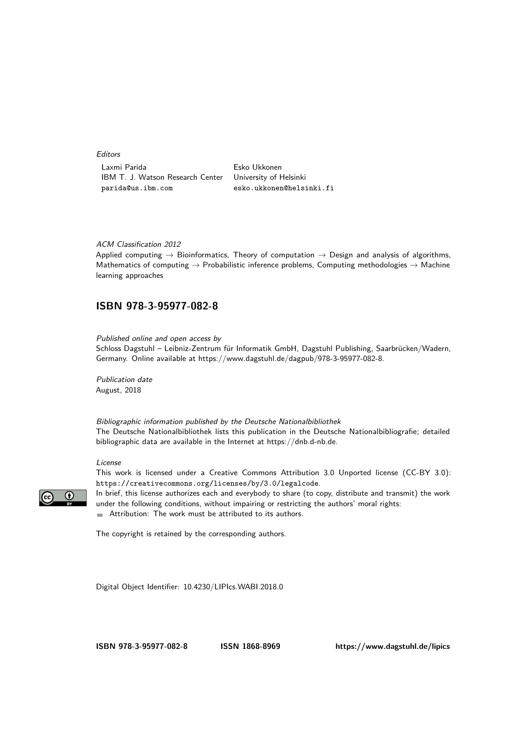*Editors*

Laxmi Parida
IBM T. J. Watson Research Center
parida@us.ibm.com

Esko Ukkonen
University of Helsinki
esko.ukkonen@helsinki.fi

*ACM Classification 2012*
Applied computing → Bioinformatics, Theory of computation → Design and analysis of algorithms, Mathematics of computing → Probabilistic inference problems, Computing methodologies → Machine learning approaches

## ISBN 978-3-95977-082-8

*Published online and open access by*
Schloss Dagstuhl – Leibniz-Zentrum für Informatik GmbH, Dagstuhl Publishing, Saarbrücken/Wadern, Germany. Online available at https://www.dagstuhl.de/dagpub/978-3-95977-082-8.

*Publication date*
August, 2018

*Bibliographic information published by the Deutsche Nationalbibliothek*
The Deutsche Nationalbibliothek lists this publication in the Deutsche Nationalbibliografie; detailed bibliographic data are available in the Internet at https://dnb.d-nb.de.

*License*
This work is licensed under a Creative Commons Attribution 3.0 Unported license (CC-BY 3.0): https://creativecommons.org/licenses/by/3.0/legalcode.
In brief, this license authorizes each and everybody to share (to copy, distribute and transmit) the work under the following conditions, without impairing or restricting the authors' moral rights:

- Attribution: The work must be attributed to its authors.

The copyright is retained by the corresponding authors.

Digital Object Identifier: 10.4230/LIPIcs.WABI.2018.0

**ISBN 978-3-95977-082-8** **ISSN 1868-8969** **https://www.dagstuhl.de/lipics**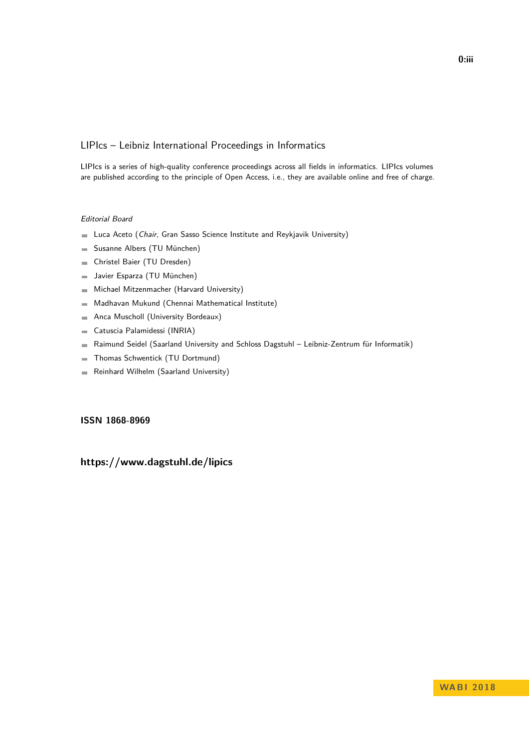## LIPIcs – Leibniz International Proceedings in Informatics

LIPIcs is a series of high-quality conference proceedings across all fields in informatics. LIPIcs volumes are published according to the principle of Open Access, i.e., they are available online and free of charge.

*Editorial Board*

- Luca Aceto (*Chair*, Gran Sasso Science Institute and Reykjavik University)
- Susanne Albers (TU München)
- Christel Baier (TU Dresden)
- Javier Esparza (TU München)
- Michael Mitzenmacher (Harvard University)
- Madhavan Mukund (Chennai Mathematical Institute)
- Anca Muscholl (University Bordeaux)
- Catuscia Palamidessi (INRIA)
- Raimund Seidel (Saarland University and Schloss Dagstuhl – Leibniz-Zentrum für Informatik)
- Thomas Schwentick (TU Dortmund)
- Reinhard Wilhelm (Saarland University)

**ISSN 1868-8969**

**https://www.dagstuhl.de/lipics**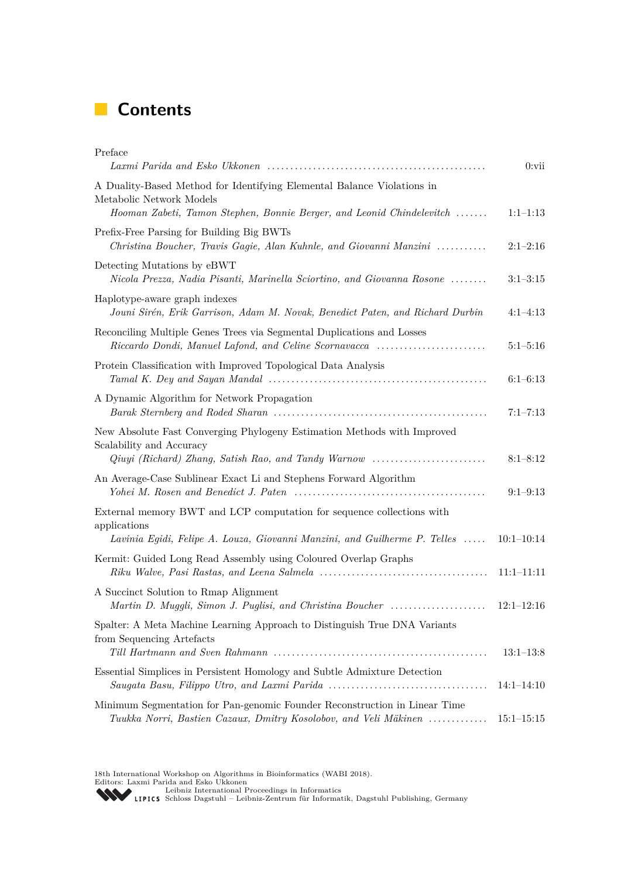# Contents

Preface
*Laxmi Parida and Esko Ukkonen* ............................................... 0:vii

A Duality-Based Method for Identifying Elemental Balance Violations in Metabolic Network Models
*Hooman Zabeti, Tamon Stephen, Bonnie Berger, and Leonid Chindelevitch* ....... 1:1–1:13

Prefix-Free Parsing for Building Big BWTs
*Christina Boucher, Travis Gagie, Alan Kuhnle, and Giovanni Manzini* ........... 2:1–2:16

Detecting Mutations by eBWT
*Nicola Prezza, Nadia Pisanti, Marinella Sciortino, and Giovanna Rosone* ........ 3:1–3:15

Haplotype-aware graph indexes
*Jouni Sirén, Erik Garrison, Adam M. Novak, Benedict Paten, and Richard Durbin* 4:1–4:13

Reconciling Multiple Genes Trees via Segmental Duplications and Losses
*Riccardo Dondi, Manuel Lafond, and Celine Scornavacca* ........................ 5:1–5:16

Protein Classification with Improved Topological Data Analysis
*Tamal K. Dey and Sayan Mandal* ............................................... 6:1–6:13

A Dynamic Algorithm for Network Propagation
*Barak Sternberg and Roded Sharan* ............................................. 7:1–7:13

New Absolute Fast Converging Phylogeny Estimation Methods with Improved Scalability and Accuracy
*Qiuyi (Richard) Zhang, Satish Rao, and Tandy Warnow* ......................... 8:1–8:12

An Average-Case Sublinear Exact Li and Stephens Forward Algorithm
*Yohei M. Rosen and Benedict J. Paten* .......................................... 9:1–9:13

External memory BWT and LCP computation for sequence collections with applications
*Lavinia Egidi, Felipe A. Louza, Giovanni Manzini, and Guilherme P. Telles* ..... 10:1–10:14

Kermit: Guided Long Read Assembly using Coloured Overlap Graphs
*Riku Walve, Pasi Rastas, and Leena Salmela* ..................................... 11:1–11:11

A Succinct Solution to Rmap Alignment
*Martin D. Muggli, Simon J. Puglisi, and Christina Boucher* ..................... 12:1–12:16

Spalter: A Meta Machine Learning Approach to Distinguish True DNA Variants from Sequencing Artefacts
*Till Hartmann and Sven Rahmann* ............................................... 13:1–13:8

Essential Simplices in Persistent Homology and Subtle Admixture Detection
*Saugata Basu, Filippo Utro, and Laxmi Parida* ................................... 14:1–14:10

Minimum Segmentation for Pan-genomic Founder Reconstruction in Linear Time
*Tuukka Norri, Bastien Cazaux, Dmitry Kosolobov, and Veli Mäkinen* ............. 15:1–15:15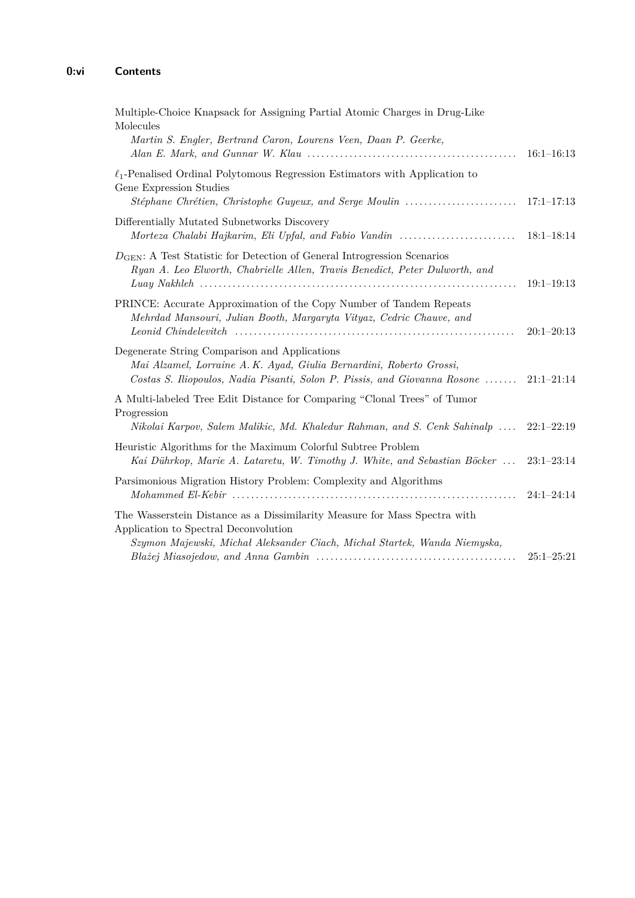Multiple-Choice Knapsack for Assigning Partial Atomic Charges in Drug-Like Molecules
*Martin S. Engler, Bertrand Caron, Lourens Veen, Daan P. Geerke, Alan E. Mark, and Gunnar W. Klau* ........ 16:1–16:13

$\ell_1$-Penalised Ordinal Polytomous Regression Estimators with Application to Gene Expression Studies
*Stéphane Chrétien, Christophe Guyeux, and Serge Moulin* ........ 17:1–17:13

Differentially Mutated Subnetworks Discovery
*Morteza Chalabi Hajkarim, Eli Upfal, and Fabio Vandin* ........ 18:1–18:14

$D_{\text{GEN}}$: A Test Statistic for Detection of General Introgression Scenarios
*Ryan A. Leo Elworth, Chabrielle Allen, Travis Benedict, Peter Dulworth, and Luay Nakhleh* ........ 19:1–19:13

PRINCE: Accurate Approximation of the Copy Number of Tandem Repeats
*Mehrdad Mansouri, Julian Booth, Margaryta Vityaz, Cedric Chauve, and Leonid Chindelevitch* ........ 20:1–20:13

Degenerate String Comparison and Applications
*Mai Alzamel, Lorraine A. K. Ayad, Giulia Bernardini, Roberto Grossi, Costas S. Iliopoulos, Nadia Pisanti, Solon P. Pissis, and Giovanna Rosone* ........ 21:1–21:14

A Multi-labeled Tree Edit Distance for Comparing "Clonal Trees" of Tumor Progression
*Nikolai Karpov, Salem Malikic, Md. Khaledur Rahman, and S. Cenk Sahinalp* ........ 22:1–22:19

Heuristic Algorithms for the Maximum Colorful Subtree Problem
*Kai Dührkop, Marie A. Lataretu, W. Timothy J. White, and Sebastian Böcker* ........ 23:1–23:14

Parsimonious Migration History Problem: Complexity and Algorithms
*Mohammed El-Kebir* ........ 24:1–24:14

The Wasserstein Distance as a Dissimilarity Measure for Mass Spectra with Application to Spectral Deconvolution
*Szymon Majewski, Michał Aleksander Ciach, Michał Startek, Wanda Niemyska, Błażej Miasojedow, and Anna Gambin* ........ 25:1–25:21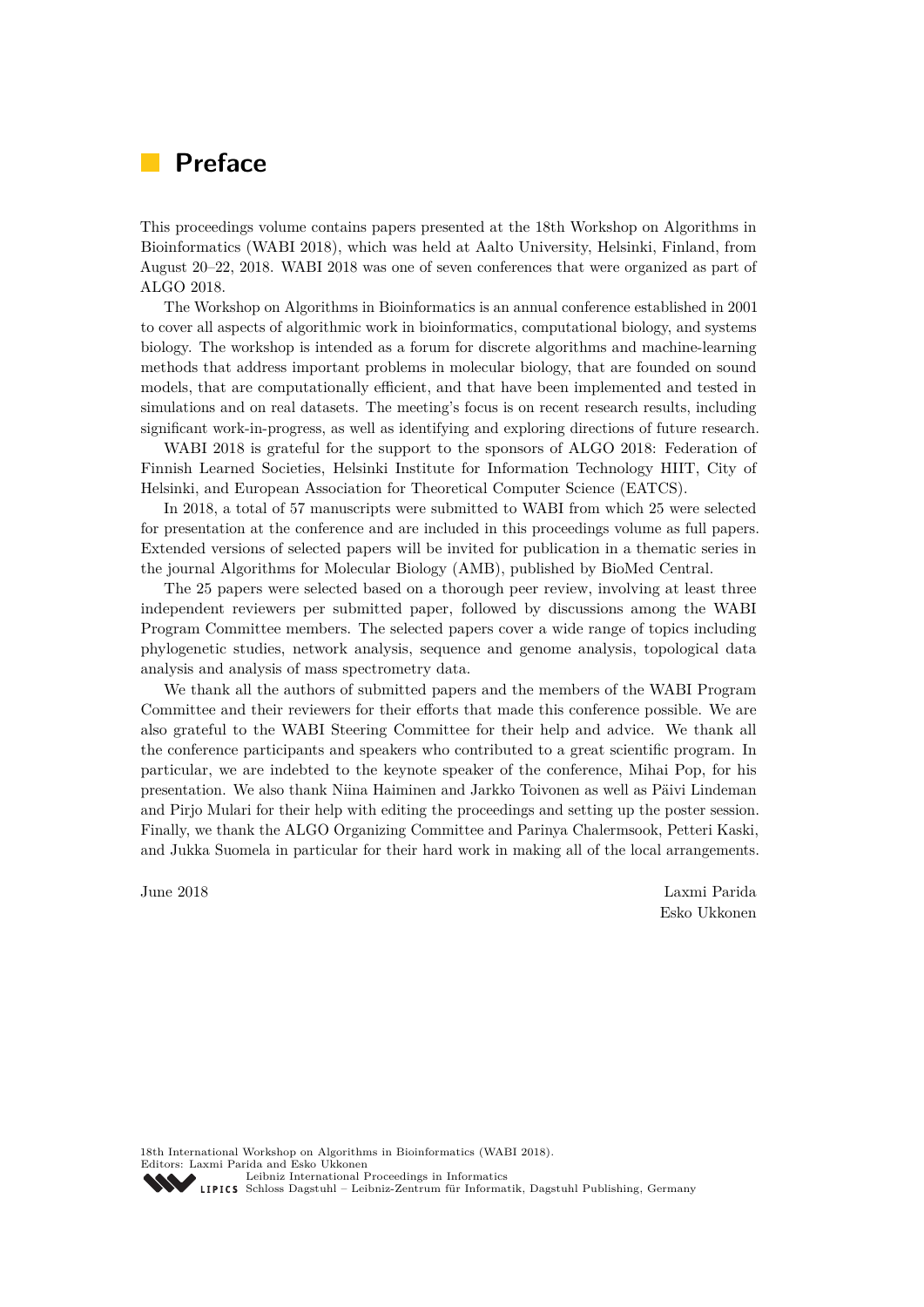# Preface

This proceedings volume contains papers presented at the 18th Workshop on Algorithms in Bioinformatics (WABI 2018), which was held at Aalto University, Helsinki, Finland, from August 20–22, 2018. WABI 2018 was one of seven conferences that were organized as part of ALGO 2018.

The Workshop on Algorithms in Bioinformatics is an annual conference established in 2001 to cover all aspects of algorithmic work in bioinformatics, computational biology, and systems biology. The workshop is intended as a forum for discrete algorithms and machine-learning methods that address important problems in molecular biology, that are founded on sound models, that are computationally efficient, and that have been implemented and tested in simulations and on real datasets. The meeting's focus is on recent research results, including significant work-in-progress, as well as identifying and exploring directions of future research.

WABI 2018 is grateful for the support to the sponsors of ALGO 2018: Federation of Finnish Learned Societies, Helsinki Institute for Information Technology HIIT, City of Helsinki, and European Association for Theoretical Computer Science (EATCS).

In 2018, a total of 57 manuscripts were submitted to WABI from which 25 were selected for presentation at the conference and are included in this proceedings volume as full papers. Extended versions of selected papers will be invited for publication in a thematic series in the journal Algorithms for Molecular Biology (AMB), published by BioMed Central.

The 25 papers were selected based on a thorough peer review, involving at least three independent reviewers per submitted paper, followed by discussions among the WABI Program Committee members. The selected papers cover a wide range of topics including phylogenetic studies, network analysis, sequence and genome analysis, topological data analysis and analysis of mass spectrometry data.

We thank all the authors of submitted papers and the members of the WABI Program Committee and their reviewers for their efforts that made this conference possible. We are also grateful to the WABI Steering Committee for their help and advice. We thank all the conference participants and speakers who contributed to a great scientific program. In particular, we are indebted to the keynote speaker of the conference, Mihai Pop, for his presentation. We also thank Niina Haiminen and Jarkko Toivonen as well as Päivi Lindeman and Pirjo Mulari for their help with editing the proceedings and setting up the poster session. Finally, we thank the ALGO Organizing Committee and Parinya Chalermsook, Petteri Kaski, and Jukka Suomela in particular for their hard work in making all of the local arrangements.

June 2018

Laxmi Parida
Esko Ukkonen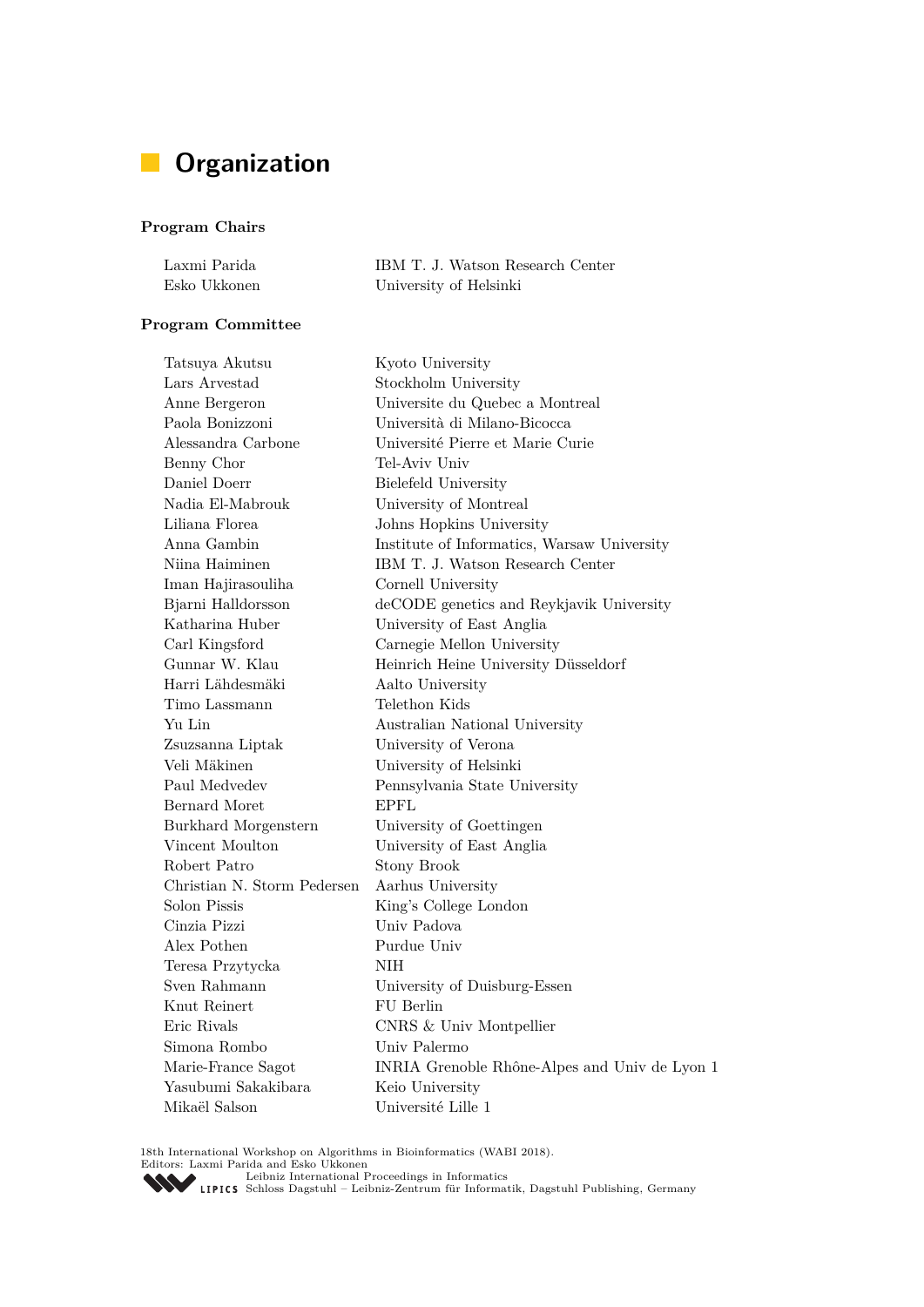# Organization

### Program Chairs

| | |
|---|---|
| Laxmi Parida | IBM T. J. Watson Research Center |
| Esko Ukkonen | University of Helsinki |

### Program Committee

| | |
|---|---|
| Tatsuya Akutsu | Kyoto University |
| Lars Arvestad | Stockholm University |
| Anne Bergeron | Universite du Quebec a Montreal |
| Paola Bonizzoni | Università di Milano-Bicocca |
| Alessandra Carbone | Université Pierre et Marie Curie |
| Benny Chor | Tel-Aviv Univ |
| Daniel Doerr | Bielefeld University |
| Nadia El-Mabrouk | University of Montreal |
| Liliana Florea | Johns Hopkins University |
| Anna Gambin | Institute of Informatics, Warsaw University |
| Niina Haiminen | IBM T. J. Watson Research Center |
| Iman Hajirasouliha | Cornell University |
| Bjarni Halldorsson | deCODE genetics and Reykjavik University |
| Katharina Huber | University of East Anglia |
| Carl Kingsford | Carnegie Mellon University |
| Gunnar W. Klau | Heinrich Heine University Düsseldorf |
| Harri Lähdesmäki | Aalto University |
| Timo Lassmann | Telethon Kids |
| Yu Lin | Australian National University |
| Zsuzsanna Liptak | University of Verona |
| Veli Mäkinen | University of Helsinki |
| Paul Medvedev | Pennsylvania State University |
| Bernard Moret | EPFL |
| Burkhard Morgenstern | University of Goettingen |
| Vincent Moulton | University of East Anglia |
| Robert Patro | Stony Brook |
| Christian N. Storm Pedersen | Aarhus University |
| Solon Pissis | King's College London |
| Cinzia Pizzi | Univ Padova |
| Alex Pothen | Purdue Univ |
| Teresa Przytycka | NIH |
| Sven Rahmann | University of Duisburg-Essen |
| Knut Reinert | FU Berlin |
| Eric Rivals | CNRS & Univ Montpellier |
| Simona Rombo | Univ Palermo |
| Marie-France Sagot | INRIA Grenoble Rhône-Alpes and Univ de Lyon 1 |
| Yasubumi Sakakibara | Keio University |
| Mikaël Salson | Université Lille 1 |

18th International Workshop on Algorithms in Bioinformatics (WABI 2018).
Editors: Laxmi Parida and Esko Ukkonen
Leibniz International Proceedings in Informatics
LIPICS Schloss Dagstuhl – Leibniz-Zentrum für Informatik, Dagstuhl Publishing, Germany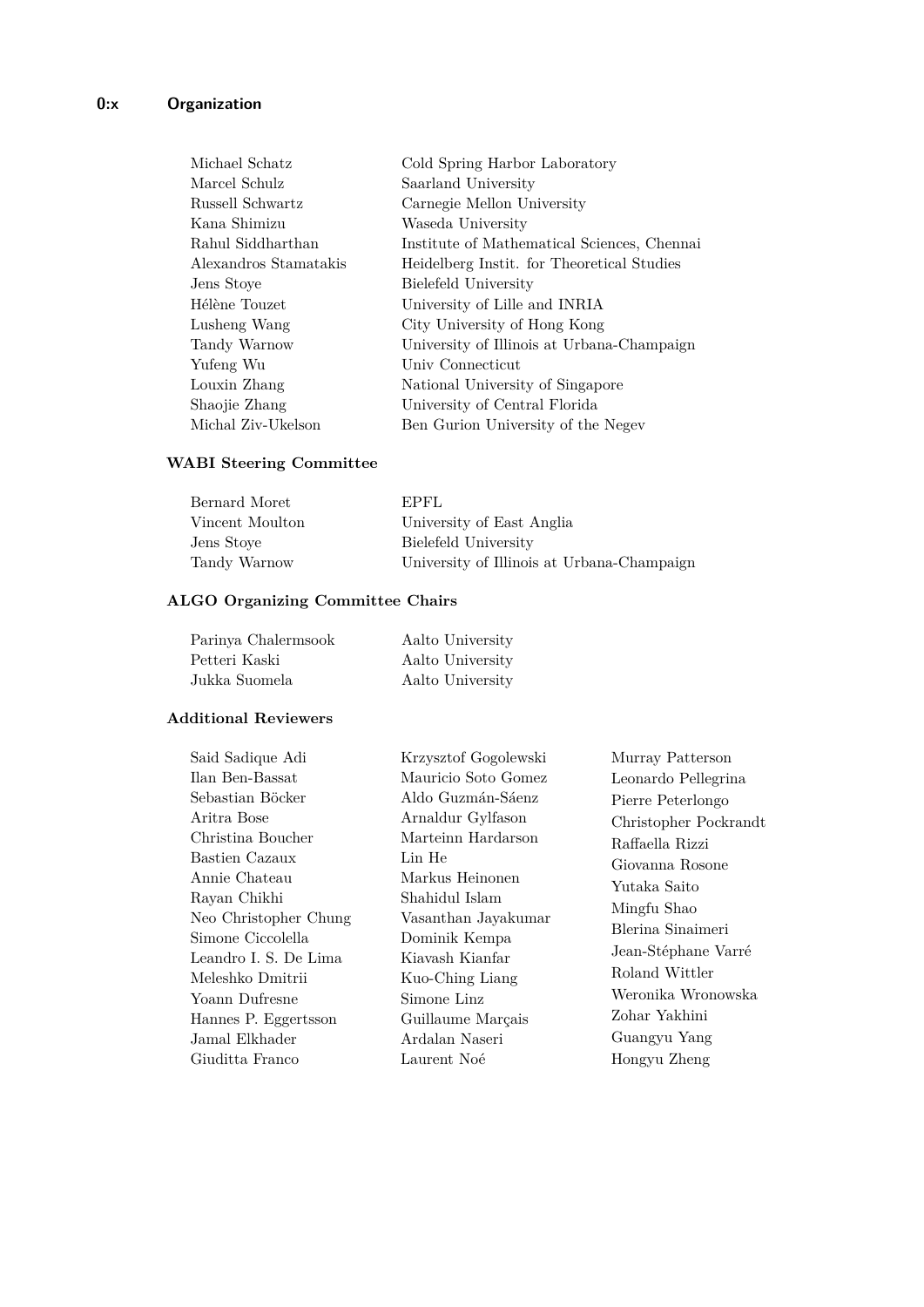| | |
|---|---|
| Michael Schatz | Cold Spring Harbor Laboratory |
| Marcel Schulz | Saarland University |
| Russell Schwartz | Carnegie Mellon University |
| Kana Shimizu | Waseda University |
| Rahul Siddharthan | Institute of Mathematical Sciences, Chennai |
| Alexandros Stamatakis | Heidelberg Instit. for Theoretical Studies |
| Jens Stoye | Bielefeld University |
| Hélène Touzet | University of Lille and INRIA |
| Lusheng Wang | City University of Hong Kong |
| Tandy Warnow | University of Illinois at Urbana-Champaign |
| Yufeng Wu | Univ Connecticut |
| Louxin Zhang | National University of Singapore |
| Shaojie Zhang | University of Central Florida |
| Michal Ziv-Ukelson | Ben Gurion University of the Negev |

### WABI Steering Committee

| | |
|---|---|
| Bernard Moret | EPFL |
| Vincent Moulton | University of East Anglia |
| Jens Stoye | Bielefeld University |
| Tandy Warnow | University of Illinois at Urbana-Champaign |

### ALGO Organizing Committee Chairs

| | |
|---|---|
| Parinya Chalermsook | Aalto University |
| Petteri Kaski | Aalto University |
| Jukka Suomela | Aalto University |

### Additional Reviewers

Said Sadique Adi
Ilan Ben-Bassat
Sebastian Böcker
Aritra Bose
Christina Boucher
Bastien Cazaux
Annie Chateau
Rayan Chikhi
Neo Christopher Chung
Simone Ciccolella
Leandro I. S. De Lima
Meleshko Dmitrii
Yoann Dufresne
Hannes P. Eggertsson
Jamal Elkhader
Giuditta Franco
Krzysztof Gogolewski
Mauricio Soto Gomez
Aldo Guzmán-Sáenz
Arnaldur Gylfason
Marteinn Hardarson
Lin He
Markus Heinonen
Shahidul Islam
Vasanthan Jayakumar
Dominik Kempa
Kiavash Kianfar
Kuo-Ching Liang
Simone Linz
Guillaume Marçais
Ardalan Naseri
Laurent Noé
Murray Patterson
Leonardo Pellegrina
Pierre Peterlongo
Christopher Pockrandt
Raffaella Rizzi
Giovanna Rosone
Yutaka Saito
Mingfu Shao
Blerina Sinaimeri
Jean-Stéphane Varré
Roland Wittler
Weronika Wronowska
Zohar Yakhini
Guangyu Yang
Hongyu Zheng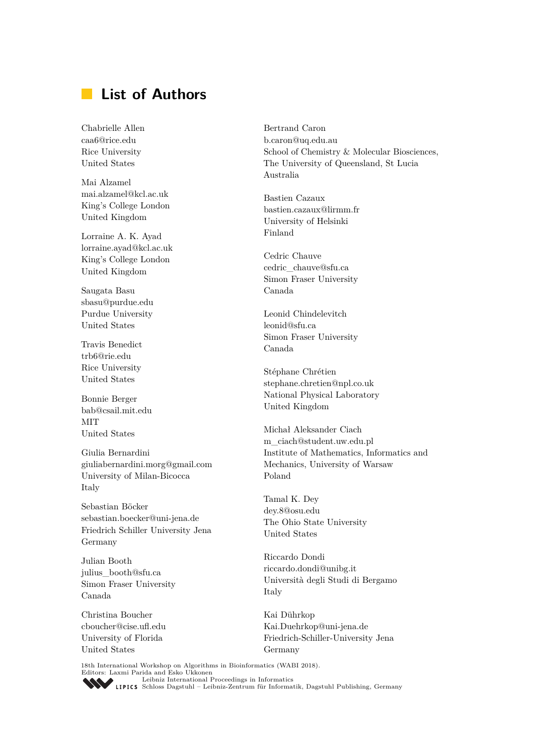# List of Authors

Chabrielle Allen
caa6@rice.edu
Rice University
United States

Mai Alzamel
mai.alzamel@kcl.ac.uk
King's College London
United Kingdom

Lorraine A. K. Ayad
lorraine.ayad@kcl.ac.uk
King's College London
United Kingdom

Saugata Basu
sbasu@purdue.edu
Purdue University
United States

Travis Benedict
trb6@rie.edu
Rice University
United States

Bonnie Berger
bab@csail.mit.edu
MIT
United States

Giulia Bernardini
giuliabernardini.morg@gmail.com
University of Milan-Bicocca
Italy

Sebastian Böcker
sebastian.boecker@uni-jena.de
Friedrich Schiller University Jena
Germany

Julian Booth
julius_booth@sfu.ca
Simon Fraser University
Canada

Christina Boucher
cboucher@cise.ufl.edu
University of Florida
United States

Bertrand Caron
b.caron@uq.edu.au
School of Chemistry & Molecular Biosciences,
The University of Queensland, St Lucia
Australia

Bastien Cazaux
bastien.cazaux@lirmm.fr
University of Helsinki
Finland

Cedric Chauve
cedric_chauve@sfu.ca
Simon Fraser University
Canada

Leonid Chindelevitch
leonid@sfu.ca
Simon Fraser University
Canada

Stéphane Chrétien
stephane.chretien@npl.co.uk
National Physical Laboratory
United Kingdom

Michał Aleksander Ciach
m_ciach@student.uw.edu.pl
Institute of Mathematics, Informatics and
Mechanics, University of Warsaw
Poland

Tamal K. Dey
dey.8@osu.edu
The Ohio State University
United States

Riccardo Dondi
riccardo.dondi@unibg.it
Università degli Studi di Bergamo
Italy

Kai Dührkop
Kai.Duehrkop@uni-jena.de
Friedrich-Schiller-University Jena
Germany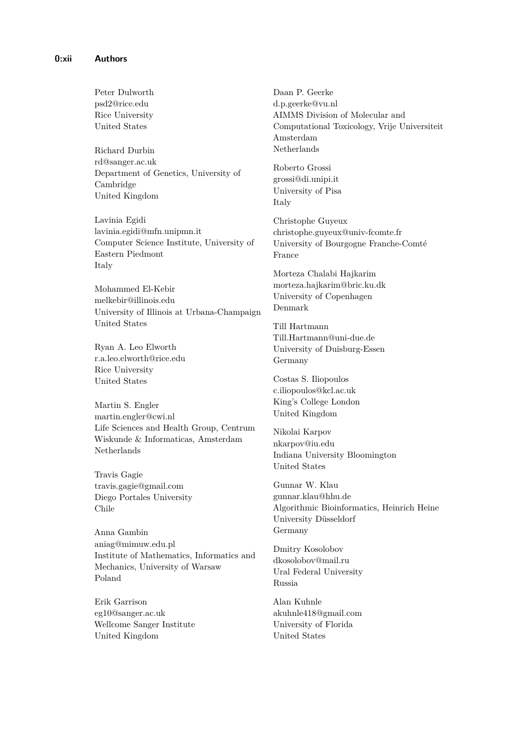Peter Dulworth
psd2@rice.edu
Rice University
United States

Richard Durbin
rd@sanger.ac.uk
Department of Genetics, University of Cambridge
United Kingdom

Lavinia Egidi
lavinia.egidi@mfn.unipmn.it
Computer Science Institute, University of Eastern Piedmont
Italy

Mohammed El-Kebir
melkebir@illinois.edu
University of Illinois at Urbana-Champaign
United States

Ryan A. Leo Elworth
r.a.leo.elworth@rice.edu
Rice University
United States

Martin S. Engler
martin.engler@cwi.nl
Life Sciences and Health Group, Centrum Wiskunde & Informaticas, Amsterdam
Netherlands

Travis Gagie
travis.gagie@gmail.com
Diego Portales University
Chile

Anna Gambin
aniag@mimuw.edu.pl
Institute of Mathematics, Informatics and Mechanics, University of Warsaw
Poland

Erik Garrison
eg10@sanger.ac.uk
Wellcome Sanger Institute
United Kingdom

Daan P. Geerke
d.p.geerke@vu.nl
AIMMS Division of Molecular and Computational Toxicology, Vrije Universiteit Amsterdam
Netherlands

Roberto Grossi
grossi@di.unipi.it
University of Pisa
Italy

Christophe Guyeux
christophe.guyeux@univ-fcomte.fr
University of Bourgogne Franche-Comté
France

Morteza Chalabi Hajkarim
morteza.hajkarim@bric.ku.dk
University of Copenhagen
Denmark

Till Hartmann
Till.Hartmann@uni-due.de
University of Duisburg-Essen
Germany

Costas S. Iliopoulos
c.iliopoulos@kcl.ac.uk
King's College London
United Kingdom

Nikolai Karpov
nkarpov@iu.edu
Indiana University Bloomington
United States

Gunnar W. Klau
gunnar.klau@hhu.de
Algorithmic Bioinformatics, Heinrich Heine University Düsseldorf
Germany

Dmitry Kosolobov
dkosolobov@mail.ru
Ural Federal University
Russia

Alan Kuhnle
akuhnle418@gmail.com
University of Florida
United States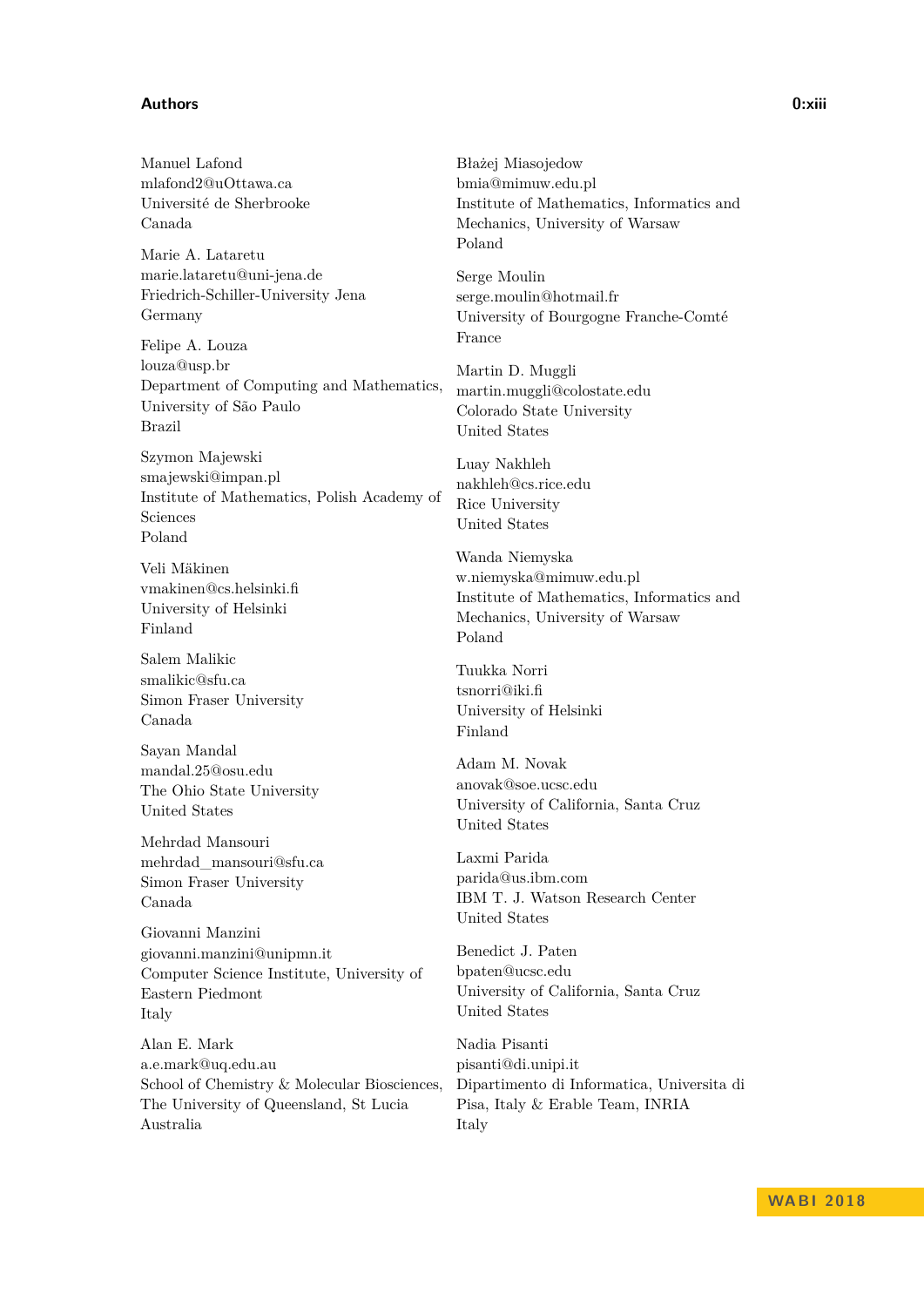Manuel Lafond
mlafond2@uOttawa.ca
Université de Sherbrooke
Canada

Marie A. Lataretu
marie.lataretu@uni-jena.de
Friedrich-Schiller-University Jena
Germany

Felipe A. Louza
louza@usp.br
Department of Computing and Mathematics, University of São Paulo
Brazil

Szymon Majewski
smajewski@impan.pl
Institute of Mathematics, Polish Academy of Sciences
Poland

Veli Mäkinen
vmakinen@cs.helsinki.fi
University of Helsinki
Finland

Salem Malikic
smalikic@sfu.ca
Simon Fraser University
Canada

Sayan Mandal
mandal.25@osu.edu
The Ohio State University
United States

Mehrdad Mansouri
mehrdad_mansouri@sfu.ca
Simon Fraser University
Canada

Giovanni Manzini
giovanni.manzini@unipmn.it
Computer Science Institute, University of Eastern Piedmont
Italy

Alan E. Mark
a.e.mark@uq.edu.au
School of Chemistry & Molecular Biosciences, The University of Queensland, St Lucia
Australia

Błażej Miasojedow
bmia@mimuw.edu.pl
Institute of Mathematics, Informatics and Mechanics, University of Warsaw
Poland

Serge Moulin
serge.moulin@hotmail.fr
University of Bourgogne Franche-Comté
France

Martin D. Muggli
martin.muggli@colostate.edu
Colorado State University
United States

Luay Nakhleh
nakhleh@cs.rice.edu
Rice University
United States

Wanda Niemyska
w.niemyska@mimuw.edu.pl
Institute of Mathematics, Informatics and Mechanics, University of Warsaw
Poland

Tuukka Norri
tsnorri@iki.fi
University of Helsinki
Finland

Adam M. Novak
anovak@soe.ucsc.edu
University of California, Santa Cruz
United States

Laxmi Parida
parida@us.ibm.com
IBM T. J. Watson Research Center
United States

Benedict J. Paten
bpaten@ucsc.edu
University of California, Santa Cruz
United States

Nadia Pisanti
pisanti@di.unipi.it
Dipartimento di Informatica, Universita di Pisa, Italy & Erable Team, INRIA
Italy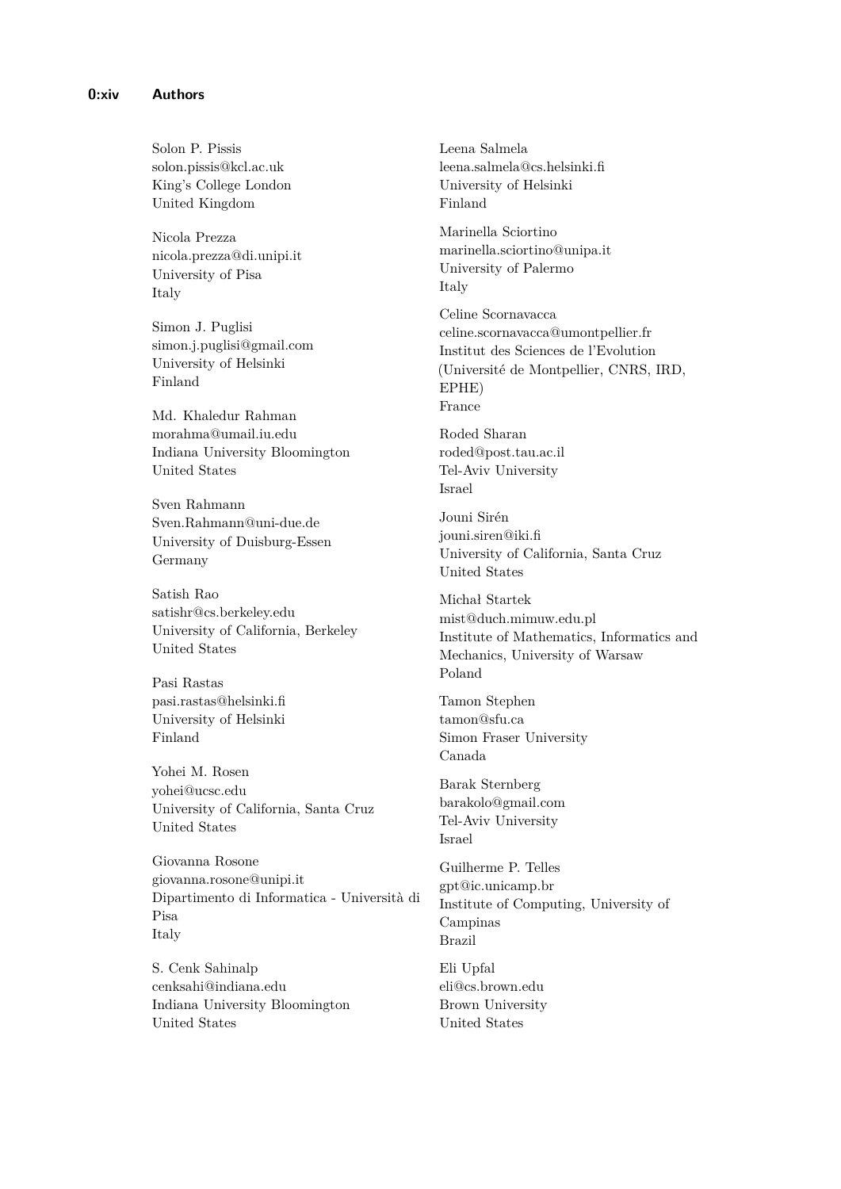Solon P. Pissis
solon.pissis@kcl.ac.uk
King's College London
United Kingdom

Nicola Prezza
nicola.prezza@di.unipi.it
University of Pisa
Italy

Simon J. Puglisi
simon.j.puglisi@gmail.com
University of Helsinki
Finland

Md. Khaledur Rahman
morahma@umail.iu.edu
Indiana University Bloomington
United States

Sven Rahmann
Sven.Rahmann@uni-due.de
University of Duisburg-Essen
Germany

Satish Rao
satishr@cs.berkeley.edu
University of California, Berkeley
United States

Pasi Rastas
pasi.rastas@helsinki.fi
University of Helsinki
Finland

Yohei M. Rosen
yohei@ucsc.edu
University of California, Santa Cruz
United States

Giovanna Rosone
giovanna.rosone@unipi.it
Dipartimento di Informatica - Università di Pisa
Italy

S. Cenk Sahinalp
cenksahi@indiana.edu
Indiana University Bloomington
United States

Leena Salmela
leena.salmela@cs.helsinki.fi
University of Helsinki
Finland

Marinella Sciortino
marinella.sciortino@unipa.it
University of Palermo
Italy

Celine Scornavacca
celine.scornavacca@umontpellier.fr
Institut des Sciences de l'Evolution (Université de Montpellier, CNRS, IRD, EPHE)
France

Roded Sharan
roded@post.tau.ac.il
Tel-Aviv University
Israel

Jouni Sirén
jouni.siren@iki.fi
University of California, Santa Cruz
United States

Michał Startek
mist@duch.mimuw.edu.pl
Institute of Mathematics, Informatics and Mechanics, University of Warsaw
Poland

Tamon Stephen
tamon@sfu.ca
Simon Fraser University
Canada

Barak Sternberg
barakolo@gmail.com
Tel-Aviv University
Israel

Guilherme P. Telles
gpt@ic.unicamp.br
Institute of Computing, University of Campinas
Brazil

Eli Upfal
eli@cs.brown.edu
Brown University
United States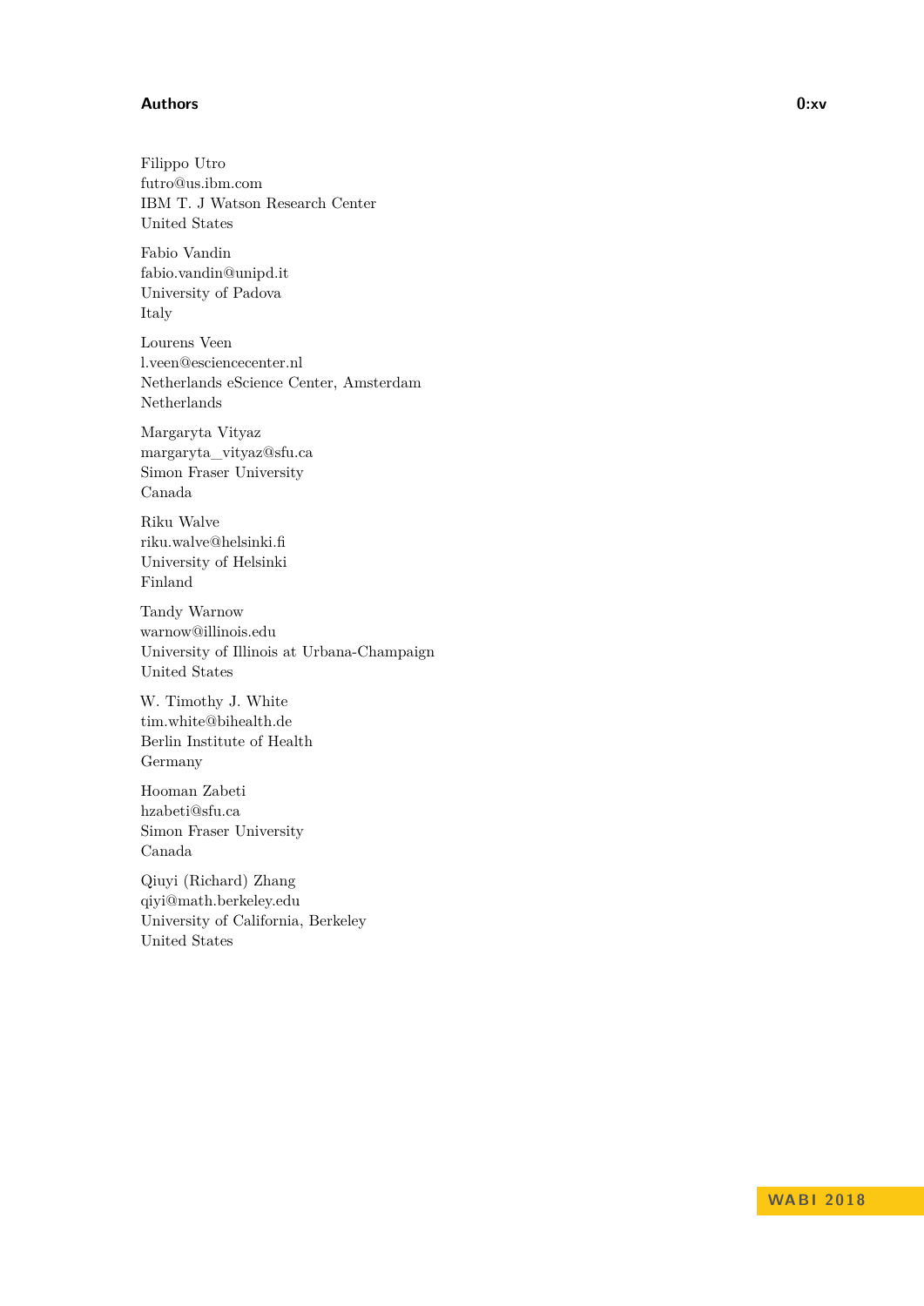Filippo Utro
futro@us.ibm.com
IBM T. J Watson Research Center
United States

Fabio Vandin
fabio.vandin@unipd.it
University of Padova
Italy

Lourens Veen
l.veen@esciencecenter.nl
Netherlands eScience Center, Amsterdam
Netherlands

Margaryta Vityaz
margaryta_vityaz@sfu.ca
Simon Fraser University
Canada

Riku Walve
riku.walve@helsinki.fi
University of Helsinki
Finland

Tandy Warnow
warnow@illinois.edu
University of Illinois at Urbana-Champaign
United States

W. Timothy J. White
tim.white@bihealth.de
Berlin Institute of Health
Germany

Hooman Zabeti
hzabeti@sfu.ca
Simon Fraser University
Canada

Qiuyi (Richard) Zhang
qiyi@math.berkeley.edu
University of California, Berkeley
United States